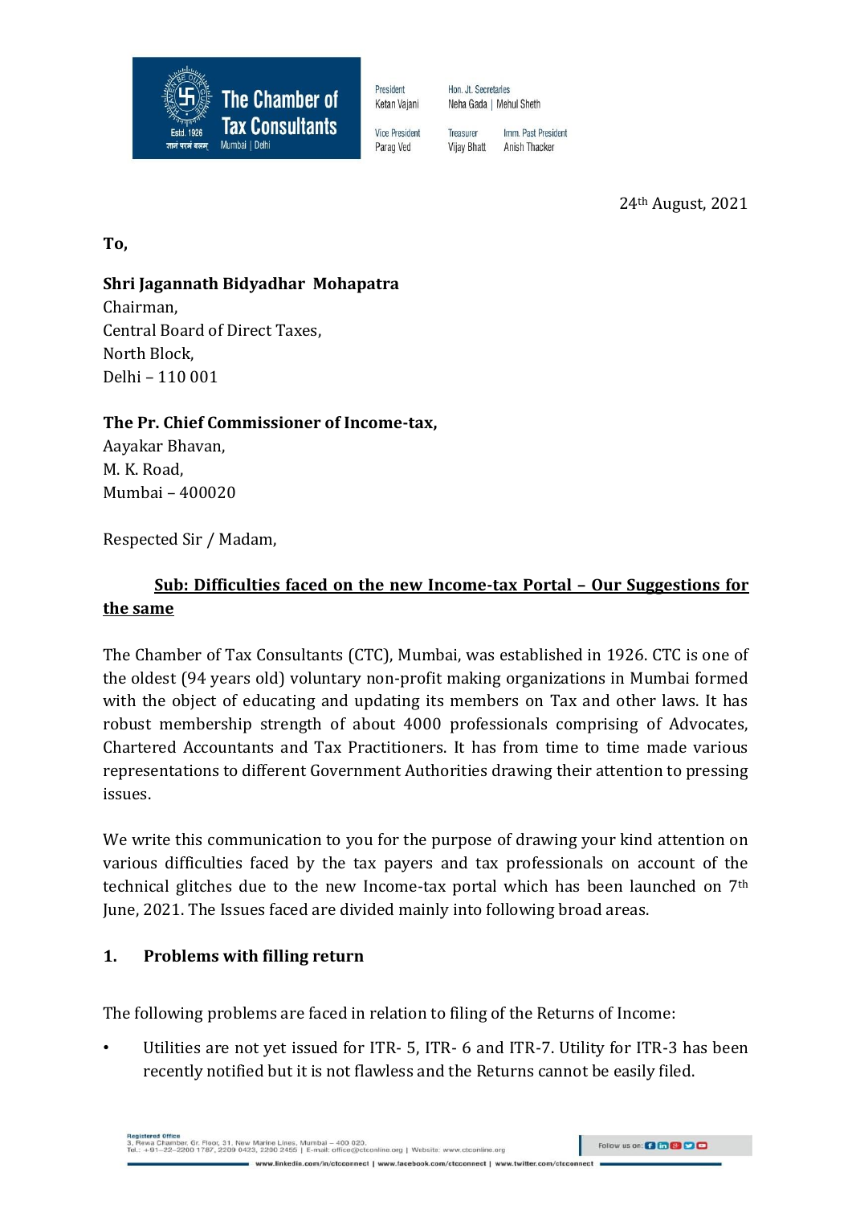**The Chamber of Tax Consultants**
Estd. 1926
Mumbai | Delhi

President: Ketan Vajani
Hon. Jt. Secretaries: Neha Gada | Mehul Sheth
Vice President: Parag Ved
Treasurer: Vijay Bhatt
Imm. Past President: Anish Thacker

24th August, 2021

**To,**

**Shri Jagannath Bidyadhar Mohapatra**
Chairman,
Central Board of Direct Taxes,
North Block,
Delhi – 110 001

**The Pr. Chief Commissioner of Income-tax,**
Aayakar Bhavan,
M. K. Road,
Mumbai – 400020

Respected Sir / Madam,

**Sub: Difficulties faced on the new Income-tax Portal – Our Suggestions for the same**

The Chamber of Tax Consultants (CTC), Mumbai, was established in 1926. CTC is one of the oldest (94 years old) voluntary non-profit making organizations in Mumbai formed with the object of educating and updating its members on Tax and other laws. It has robust membership strength of about 4000 professionals comprising of Advocates, Chartered Accountants and Tax Practitioners. It has from time to time made various representations to different Government Authorities drawing their attention to pressing issues.

We write this communication to you for the purpose of drawing your kind attention on various difficulties faced by the tax payers and tax professionals on account of the technical glitches due to the new Income-tax portal which has been launched on 7th June, 2021. The Issues faced are divided mainly into following broad areas.

## 1. Problems with filling return

The following problems are faced in relation to filing of the Returns of Income:

- Utilities are not yet issued for ITR- 5, ITR- 6 and ITR-7. Utility for ITR-3 has been recently notified but it is not flawless and the Returns cannot be easily filed.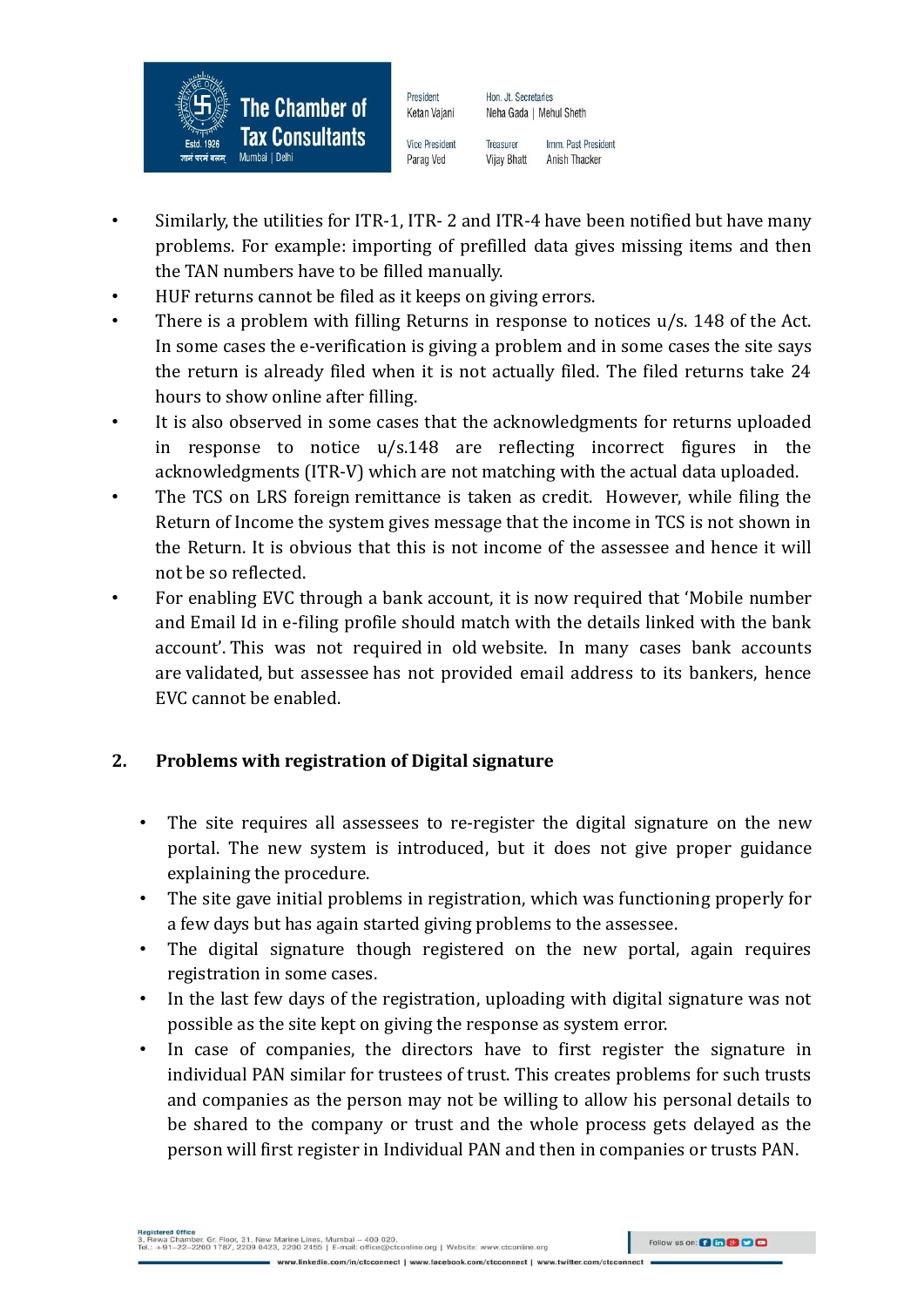- Similarly, the utilities for ITR-1, ITR- 2 and ITR-4 have been notified but have many problems. For example: importing of prefilled data gives missing items and then the TAN numbers have to be filled manually.
- HUF returns cannot be filed as it keeps on giving errors.
- There is a problem with filling Returns in response to notices u/s. 148 of the Act. In some cases the e-verification is giving a problem and in some cases the site says the return is already filed when it is not actually filed. The filed returns take 24 hours to show online after filling.
- It is also observed in some cases that the acknowledgments for returns uploaded in response to notice u/s.148 are reflecting incorrect figures in the acknowledgments (ITR-V) which are not matching with the actual data uploaded.
- The TCS on LRS foreign remittance is taken as credit. However, while filing the Return of Income the system gives message that the income in TCS is not shown in the Return. It is obvious that this is not income of the assessee and hence it will not be so reflected.
- For enabling EVC through a bank account, it is now required that 'Mobile number and Email Id in e-filing profile should match with the details linked with the bank account'. This was not required in old website. In many cases bank accounts are validated, but assessee has not provided email address to its bankers, hence EVC cannot be enabled.

## 2. Problems with registration of Digital signature

- The site requires all assessees to re-register the digital signature on the new portal. The new system is introduced, but it does not give proper guidance explaining the procedure.
- The site gave initial problems in registration, which was functioning properly for a few days but has again started giving problems to the assessee.
- The digital signature though registered on the new portal, again requires registration in some cases.
- In the last few days of the registration, uploading with digital signature was not possible as the site kept on giving the response as system error.
- In case of companies, the directors have to first register the signature in individual PAN similar for trustees of trust. This creates problems for such trusts and companies as the person may not be willing to allow his personal details to be shared to the company or trust and the whole process gets delayed as the person will first register in Individual PAN and then in companies or trusts PAN.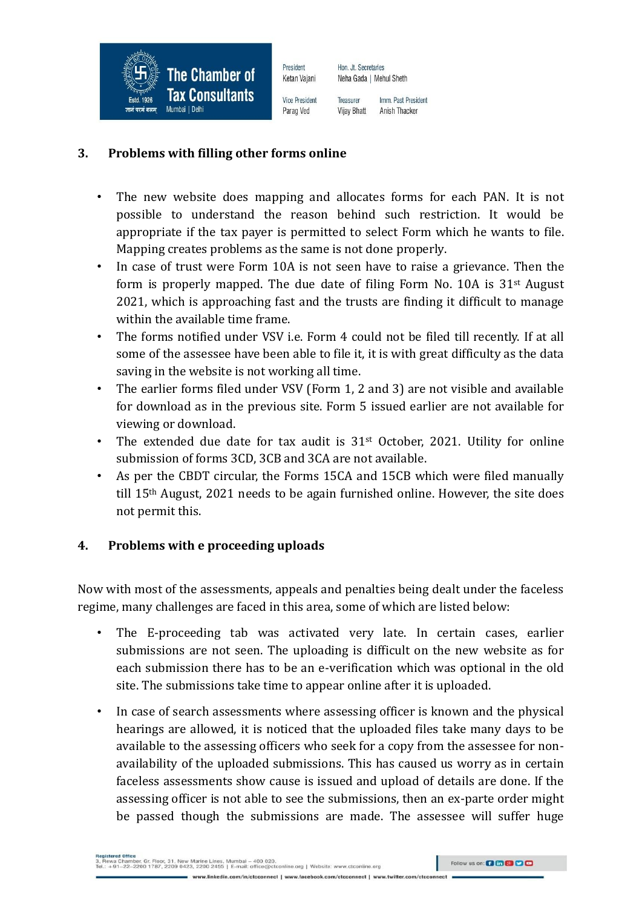## 3. Problems with filling other forms online

- The new website does mapping and allocates forms for each PAN. It is not possible to understand the reason behind such restriction. It would be appropriate if the tax payer is permitted to select Form which he wants to file. Mapping creates problems as the same is not done properly.
- In case of trust were Form 10A is not seen have to raise a grievance. Then the form is properly mapped. The due date of filing Form No. 10A is 31st August 2021, which is approaching fast and the trusts are finding it difficult to manage within the available time frame.
- The forms notified under VSV i.e. Form 4 could not be filed till recently. If at all some of the assessee have been able to file it, it is with great difficulty as the data saving in the website is not working all time.
- The earlier forms filed under VSV (Form 1, 2 and 3) are not visible and available for download as in the previous site. Form 5 issued earlier are not available for viewing or download.
- The extended due date for tax audit is 31st October, 2021. Utility for online submission of forms 3CD, 3CB and 3CA are not available.
- As per the CBDT circular, the Forms 15CA and 15CB which were filed manually till 15th August, 2021 needs to be again furnished online. However, the site does not permit this.

## 4. Problems with e proceeding uploads

Now with most of the assessments, appeals and penalties being dealt under the faceless regime, many challenges are faced in this area, some of which are listed below:

- The E-proceeding tab was activated very late. In certain cases, earlier submissions are not seen. The uploading is difficult on the new website as for each submission there has to be an e-verification which was optional in the old site. The submissions take time to appear online after it is uploaded.
- In case of search assessments where assessing officer is known and the physical hearings are allowed, it is noticed that the uploaded files take many days to be available to the assessing officers who seek for a copy from the assessee for non-availability of the uploaded submissions. This has caused us worry as in certain faceless assessments show cause is issued and upload of details are done. If the assessing officer is not able to see the submissions, then an ex-parte order might be passed though the submissions are made. The assessee will suffer huge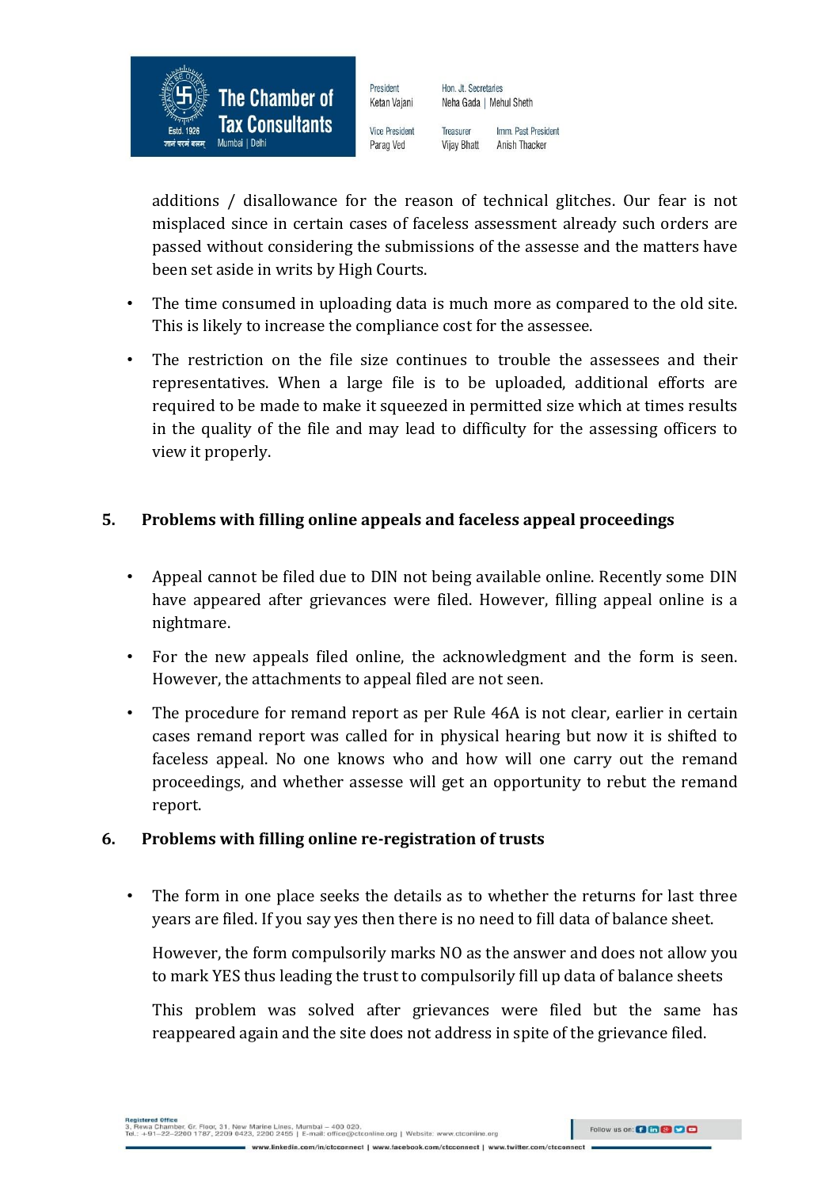additions / disallowance for the reason of technical glitches. Our fear is not misplaced since in certain cases of faceless assessment already such orders are passed without considering the submissions of the assesse and the matters have been set aside in writs by High Courts.

- The time consumed in uploading data is much more as compared to the old site. This is likely to increase the compliance cost for the assessee.
- The restriction on the file size continues to trouble the assessees and their representatives. When a large file is to be uploaded, additional efforts are required to be made to make it squeezed in permitted size which at times results in the quality of the file and may lead to difficulty for the assessing officers to view it properly.

## 5. Problems with filling online appeals and faceless appeal proceedings

- Appeal cannot be filed due to DIN not being available online. Recently some DIN have appeared after grievances were filed. However, filling appeal online is a nightmare.
- For the new appeals filed online, the acknowledgment and the form is seen. However, the attachments to appeal filed are not seen.
- The procedure for remand report as per Rule 46A is not clear, earlier in certain cases remand report was called for in physical hearing but now it is shifted to faceless appeal. No one knows who and how will one carry out the remand proceedings, and whether assesse will get an opportunity to rebut the remand report.

## 6. Problems with filling online re-registration of trusts

- The form in one place seeks the details as to whether the returns for last three years are filed. If you say yes then there is no need to fill data of balance sheet.

  However, the form compulsorily marks NO as the answer and does not allow you to mark YES thus leading the trust to compulsorily fill up data of balance sheets

  This problem was solved after grievances were filed but the same has reappeared again and the site does not address in spite of the grievance filed.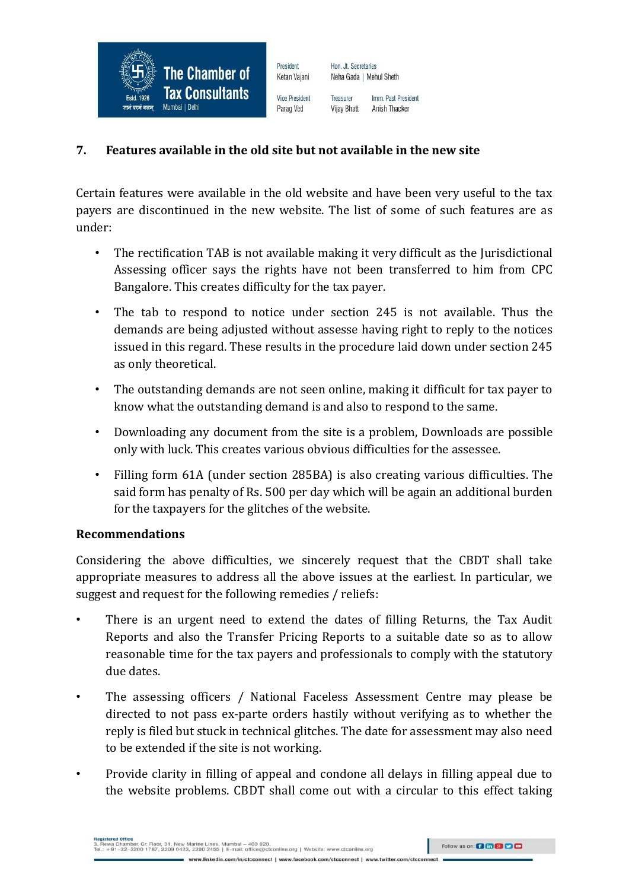## 7. Features available in the old site but not available in the new site

Certain features were available in the old website and have been very useful to the tax payers are discontinued in the new website. The list of some of such features are as under:

- The rectification TAB is not available making it very difficult as the Jurisdictional Assessing officer says the rights have not been transferred to him from CPC Bangalore. This creates difficulty for the tax payer.
- The tab to respond to notice under section 245 is not available. Thus the demands are being adjusted without assesse having right to reply to the notices issued in this regard. These results in the procedure laid down under section 245 as only theoretical.
- The outstanding demands are not seen online, making it difficult for tax payer to know what the outstanding demand is and also to respond to the same.
- Downloading any document from the site is a problem, Downloads are possible only with luck. This creates various obvious difficulties for the assessee.
- Filling form 61A (under section 285BA) is also creating various difficulties. The said form has penalty of Rs. 500 per day which will be again an additional burden for the taxpayers for the glitches of the website.

**Recommendations**

Considering the above difficulties, we sincerely request that the CBDT shall take appropriate measures to address all the above issues at the earliest. In particular, we suggest and request for the following remedies / reliefs:

- There is an urgent need to extend the dates of filling Returns, the Tax Audit Reports and also the Transfer Pricing Reports to a suitable date so as to allow reasonable time for the tax payers and professionals to comply with the statutory due dates.
- The assessing officers / National Faceless Assessment Centre may please be directed to not pass ex-parte orders hastily without verifying as to whether the reply is filed but stuck in technical glitches. The date for assessment may also need to be extended if the site is not working.
- Provide clarity in filling of appeal and condone all delays in filling appeal due to the website problems. CBDT shall come out with a circular to this effect taking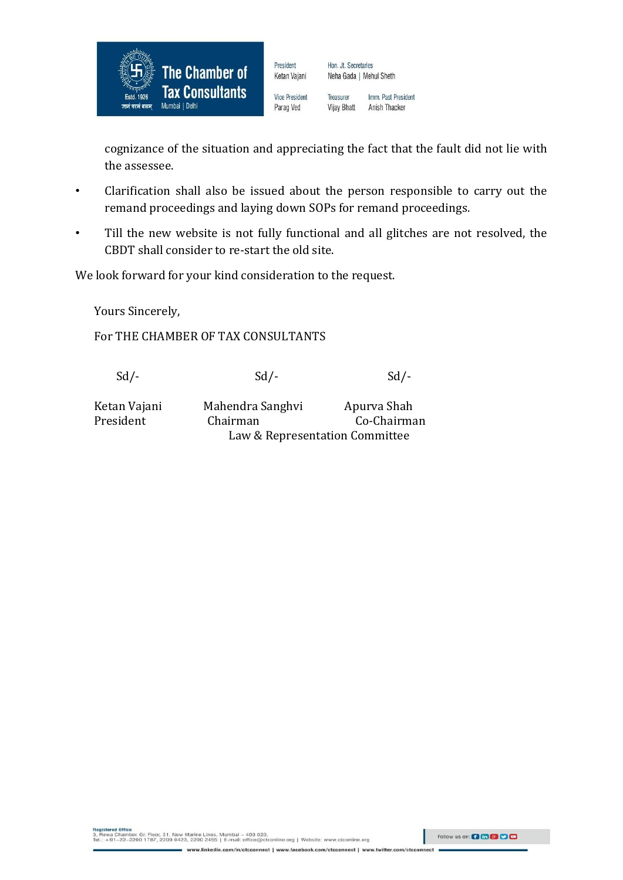cognizance of the situation and appreciating the fact that the fault did not lie with the assessee.

- Clarification shall also be issued about the person responsible to carry out the remand proceedings and laying down SOPs for remand proceedings.
- Till the new website is not fully functional and all glitches are not resolved, the CBDT shall consider to re-start the old site.

We look forward for your kind consideration to the request.

Yours Sincerely,

For THE CHAMBER OF TAX CONSULTANTS

| | | |
|---|---|---|
| Sd/- | Sd/- | Sd/- |
| Ketan Vajani | Mahendra Sanghvi | Apurva Shah |
| President | Chairman | Co-Chairman |
| | Law & Representation Committee | |